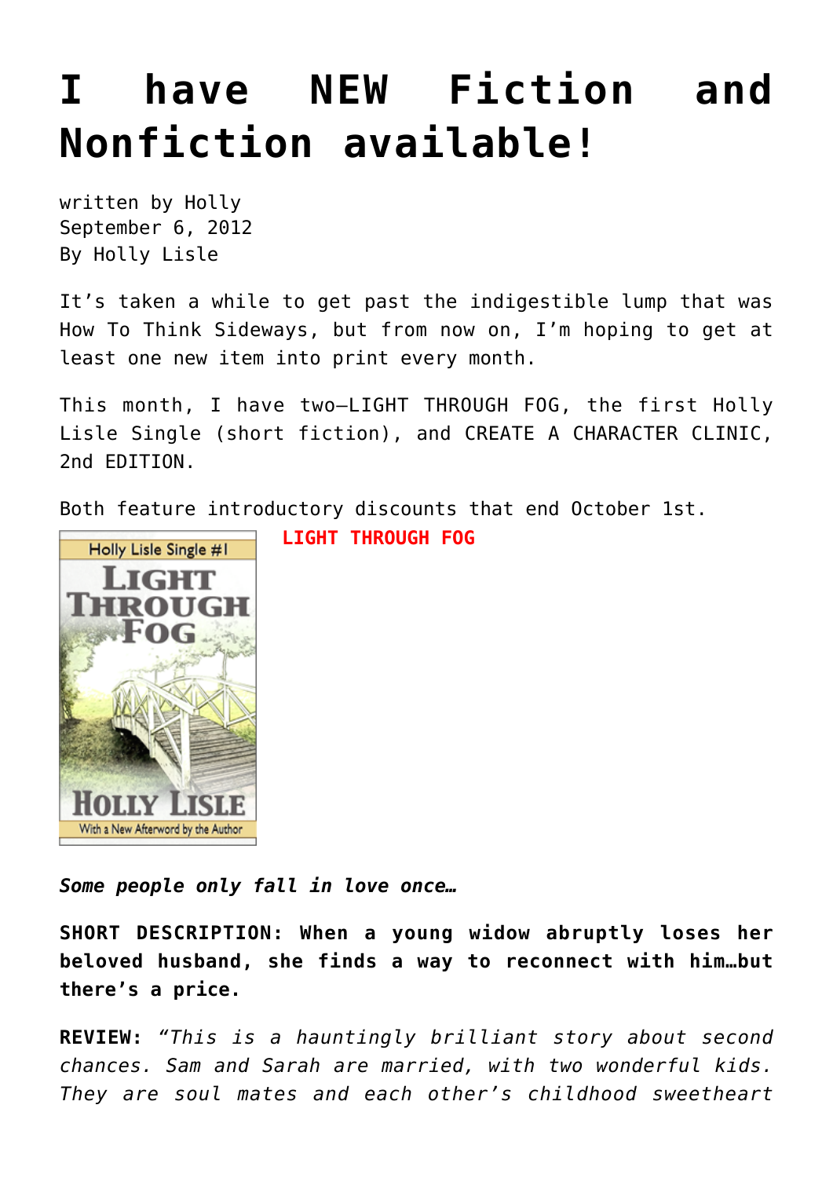# I have NEW Fiction and Nonfiction available!

written by Holly
September 6, 2012
By Holly Lisle

It's taken a while to get past the indigestible lump that was How To Think Sideways, but from now on, I'm hoping to get at least one new item into print every month.

This month, I have two—LIGHT THROUGH FOG, the first Holly Lisle Single (short fiction), and CREATE A CHARACTER CLINIC, 2nd EDITION.

Both feature introductory discounts that end October 1st.

**LIGHT THROUGH FOG**

***Some people only fall in love once…***

**SHORT DESCRIPTION: When a young widow abruptly loses her beloved husband, she finds a way to reconnect with him…but there's a price.**

**REVIEW:** *"This is a hauntingly brilliant story about second chances. Sam and Sarah are married, with two wonderful kids. They are soul mates and each other's childhood sweetheart*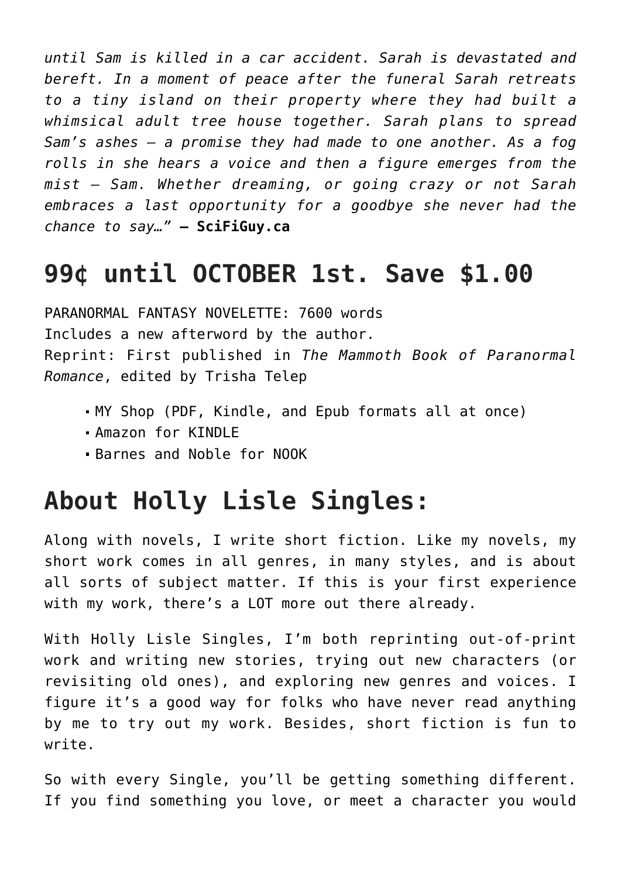*until Sam is killed in a car accident. Sarah is devastated and bereft. In a moment of peace after the funeral Sarah retreats to a tiny island on their property where they had built a whimsical adult tree house together. Sarah plans to spread Sam's ashes – a promise they had made to one another. As a fog rolls in she hears a voice and then a figure emerges from the mist – Sam. Whether dreaming, or going crazy or not Sarah embraces a last opportunity for a goodbye she never had the chance to say…"* – **SciFiGuy.ca**

## 99¢ until OCTOBER 1st. Save $1.00

PARANORMAL FANTASY NOVELETTE: 7600 words
Includes a new afterword by the author.
Reprint: First published in *The Mammoth Book of Paranormal Romance*, edited by Trisha Telep

- MY Shop (PDF, Kindle, and Epub formats all at once)
- Amazon for KINDLE
- Barnes and Noble for NOOK

## About Holly Lisle Singles:

Along with novels, I write short fiction. Like my novels, my short work comes in all genres, in many styles, and is about all sorts of subject matter. If this is your first experience with my work, there's a LOT more out there already.

With Holly Lisle Singles, I'm both reprinting out-of-print work and writing new stories, trying out new characters (or revisiting old ones), and exploring new genres and voices. I figure it's a good way for folks who have never read anything by me to try out my work. Besides, short fiction is fun to write.

So with every Single, you'll be getting something different. If you find something you love, or meet a character you would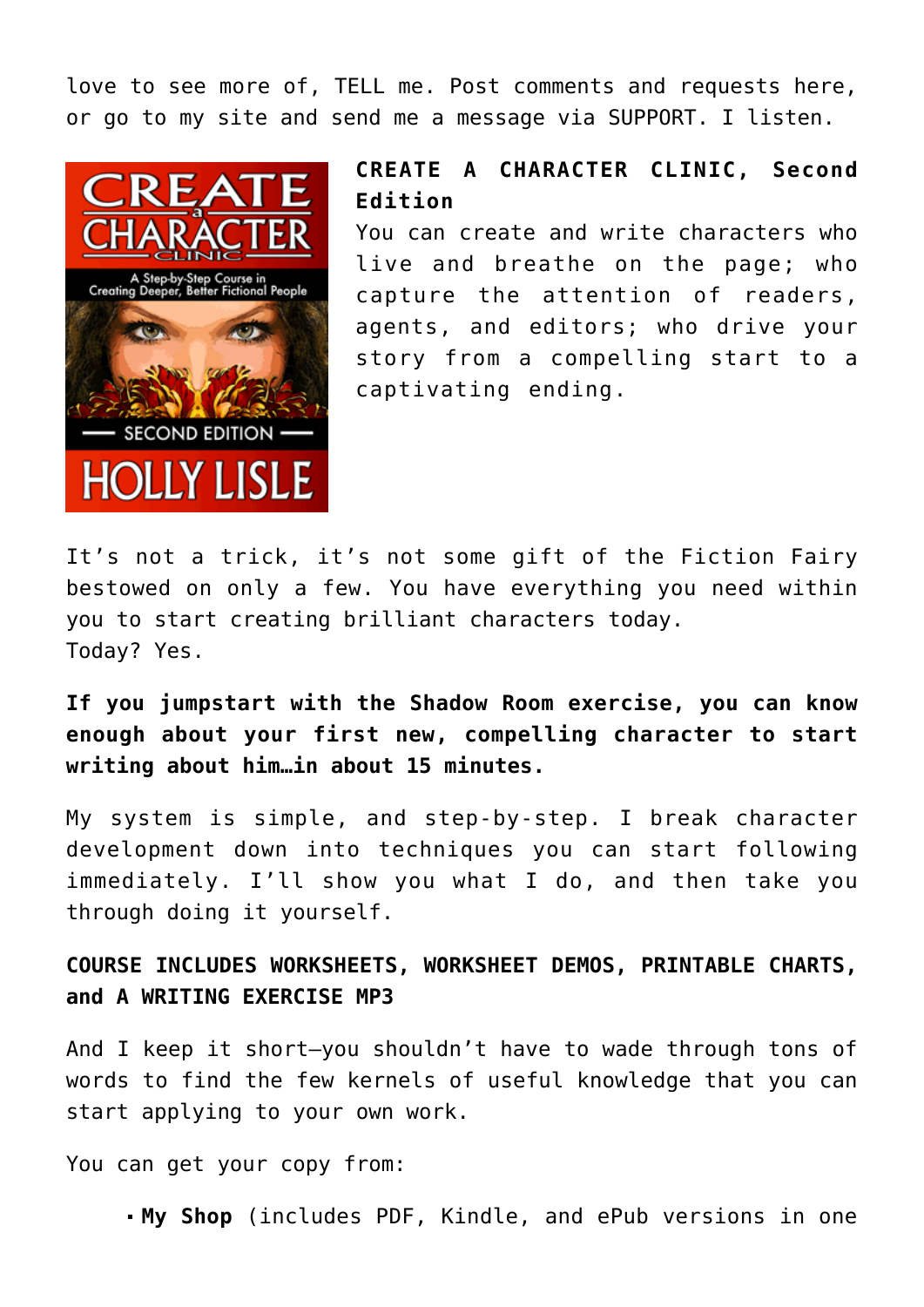love to see more of, TELL me. Post comments and requests here, or go to my site and send me a message via SUPPORT. I listen.

**CREATE A CHARACTER CLINIC, Second Edition**
You can create and write characters who live and breathe on the page; who capture the attention of readers, agents, and editors; who drive your story from a compelling start to a captivating ending.

It's not a trick, it's not some gift of the Fiction Fairy bestowed on only a few. You have everything you need within you to start creating brilliant characters today.
Today? Yes.

**If you jumpstart with the Shadow Room exercise, you can know enough about your first new, compelling character to start writing about him…in about 15 minutes.**

My system is simple, and step-by-step. I break character development down into techniques you can start following immediately. I'll show you what I do, and then take you through doing it yourself.

**COURSE INCLUDES WORKSHEETS, WORKSHEET DEMOS, PRINTABLE CHARTS, and A WRITING EXERCISE MP3**

And I keep it short—you shouldn't have to wade through tons of words to find the few kernels of useful knowledge that you can start applying to your own work.

You can get your copy from:

- **My Shop** (includes PDF, Kindle, and ePub versions in one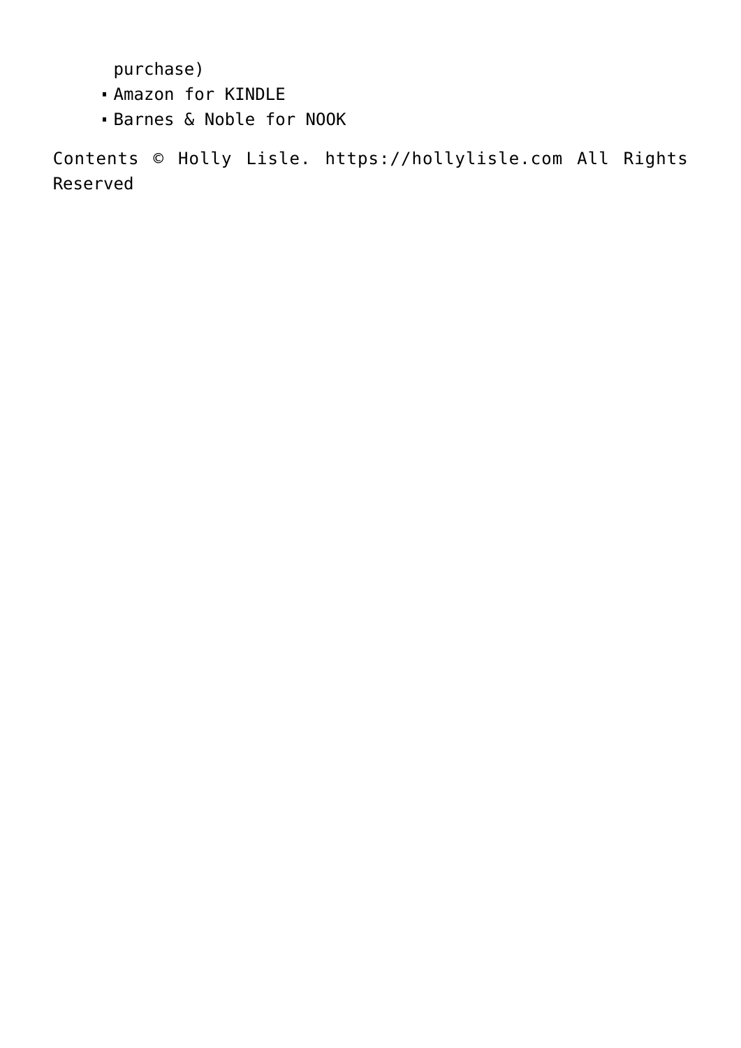purchase)
  - Amazon for KINDLE
  - Barnes & Noble for NOOK

Contents © Holly Lisle. https://hollylisle.com All Rights Reserved